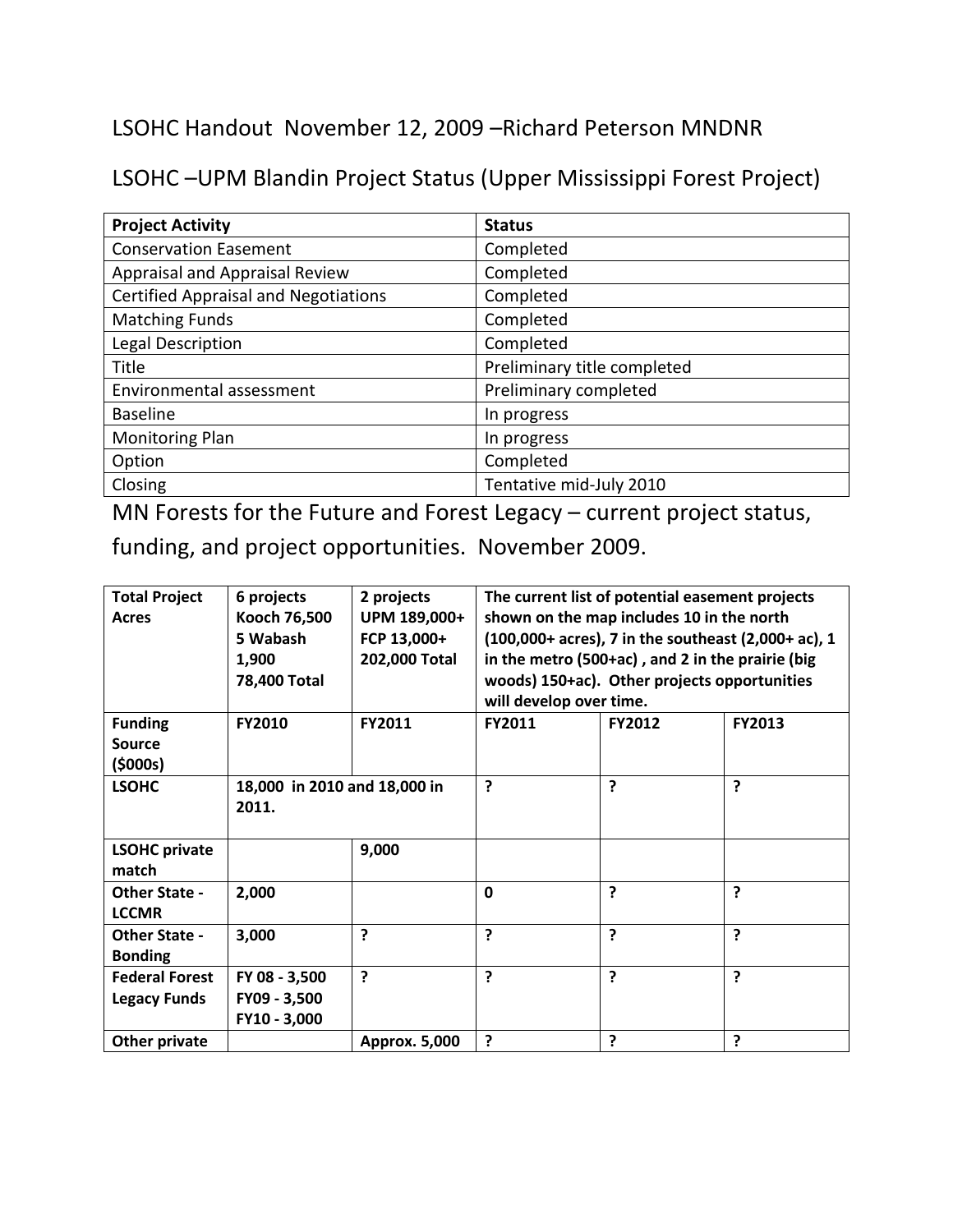LSOHC Handout November 12, 2009 –Richard Peterson MNDNR

LSOHC –UPM Blandin Project Status (Upper Mississippi Forest Project)

| Project Activity | Status |
|---|---|
| Conservation Easement | Completed |
| Appraisal and Appraisal Review | Completed |
| Certified Appraisal and Negotiations | Completed |
| Matching Funds | Completed |
| Legal Description | Completed |
| Title | Preliminary title completed |
| Environmental assessment | Preliminary completed |
| Baseline | In progress |
| Monitoring Plan | In progress |
| Option | Completed |
| Closing | Tentative mid-July 2010 |

MN Forests for the Future and Forest Legacy – current project status, funding, and project opportunities. November 2009.

| **Total Project Acres** | **6 projects Kooch 76,500 5 Wabash 1,900 78,400 Total** | **2 projects UPM 189,000+ FCP 13,000+ 202,000 Total** | **The current list of potential easement projects shown on the map includes 10 in the north (100,000+ acres), 7 in the southeast (2,000+ ac), 1 in the metro (500+ac) , and 2 in the prairie (big woods) 150+ac). Other projects opportunities will develop over time.** | | |
|---|---|---|---|---|---|
| **Funding Source ($000s)** | **FY2010** | **FY2011** | **FY2011** | **FY2012** | **FY2013** |
| **LSOHC** | **18,000 in 2010 and 18,000 in 2011.** | | **?** | **?** | **?** |
| **LSOHC private match** | | **9,000** | | | |
| **Other State - LCCMR** | **2,000** | | **0** | **?** | **?** |
| **Other State - Bonding** | **3,000** | **?** | **?** | **?** | **?** |
| **Federal Forest Legacy Funds** | **FY 08 - 3,500 FY09 - 3,500 FY10 - 3,000** | **?** | **?** | **?** | **?** |
| **Other private** | | **Approx. 5,000** | **?** | **?** | **?** |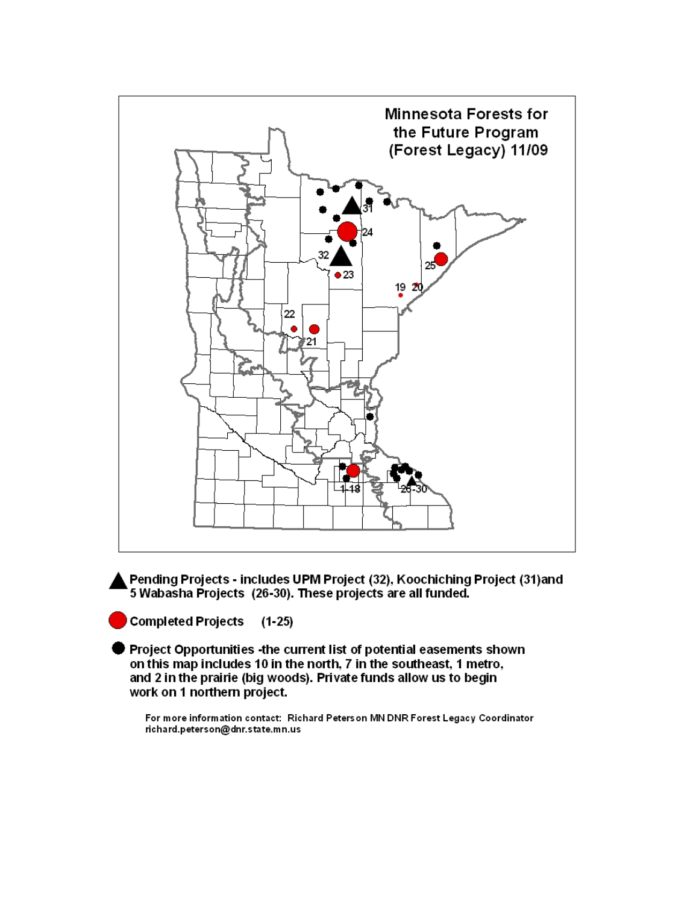Minnesota Forests for the Future Program (Forest Legacy) 11/09

31
24
32
23
25
19
20
22
21
1-18
26-30

Pending Projects - includes UPM Project (32), Koochiching Project (31)and 5 Wabasha Projects (26-30). These projects are all funded.

Completed Projects (1-25)

Project Opportunities -the current list of potential easements shown on this map includes 10 in the north, 7 in the southeast, 1 metro, and 2 in the prairie (big woods). Private funds allow us to begin work on 1 northern project.

For more information contact: Richard Peterson MN DNR Forest Legacy Coordinator richard.peterson@dnr.state.mn.us